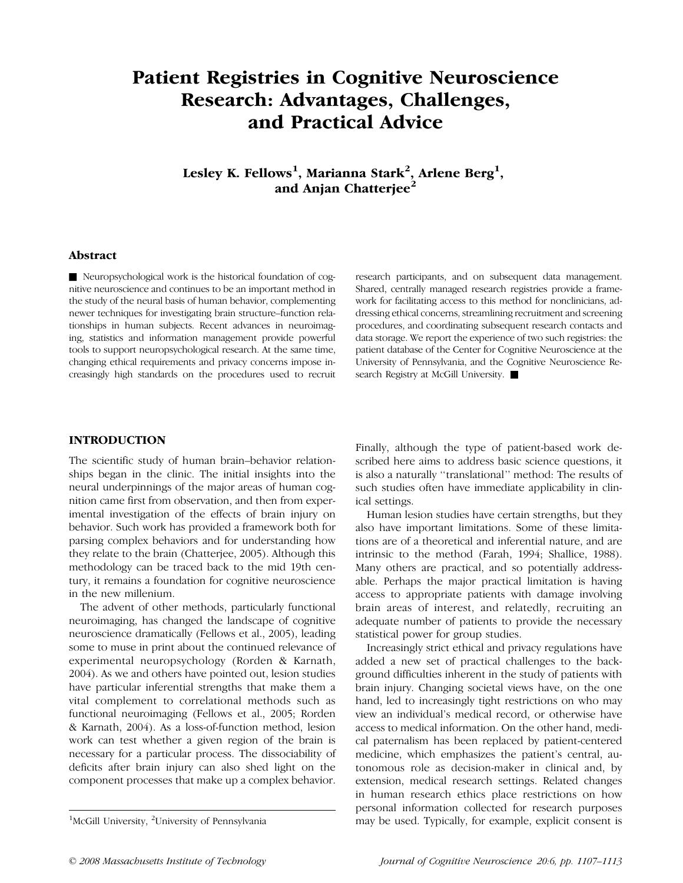# Patient Registries in Cognitive Neuroscience Research: Advantages, Challenges, and Practical Advice

**Lesley K. Fellows[1], Marianna Stark[2], Arlene Berg[1], and Anjan Chatterjee[2]**

## Abstract

■ Neuropsychological work is the historical foundation of cognitive neuroscience and continues to be an important method in the study of the neural basis of human behavior, complementing newer techniques for investigating brain structure–function relationships in human subjects. Recent advances in neuroimaging, statistics and information management provide powerful tools to support neuropsychological research. At the same time, changing ethical requirements and privacy concerns impose increasingly high standards on the procedures used to recruit research participants, and on subsequent data management. Shared, centrally managed research registries provide a framework for facilitating access to this method for nonclinicians, addressing ethical concerns, streamlining recruitment and screening procedures, and coordinating subsequent research contacts and data storage. We report the experience of two such registries: the patient database of the Center for Cognitive Neuroscience at the University of Pennsylvania, and the Cognitive Neuroscience Research Registry at McGill University. ■

## INTRODUCTION

The scientific study of human brain–behavior relationships began in the clinic. The initial insights into the neural underpinnings of the major areas of human cognition came first from observation, and then from experimental investigation of the effects of brain injury on behavior. Such work has provided a framework both for parsing complex behaviors and for understanding how they relate to the brain (Chatterjee, 2005). Although this methodology can be traced back to the mid 19th century, it remains a foundation for cognitive neuroscience in the new millenium.

The advent of other methods, particularly functional neuroimaging, has changed the landscape of cognitive neuroscience dramatically (Fellows et al., 2005), leading some to muse in print about the continued relevance of experimental neuropsychology (Rorden & Karnath, 2004). As we and others have pointed out, lesion studies have particular inferential strengths that make them a vital complement to correlational methods such as functional neuroimaging (Fellows et al., 2005; Rorden & Karnath, 2004). As a loss-of-function method, lesion work can test whether a given region of the brain is necessary for a particular process. The dissociability of deficits after brain injury can also shed light on the component processes that make up a complex behavior. Finally, although the type of patient-based work described here aims to address basic science questions, it is also a naturally "translational" method: The results of such studies often have immediate applicability in clinical settings.

Human lesion studies have certain strengths, but they also have important limitations. Some of these limitations are of a theoretical and inferential nature, and are intrinsic to the method (Farah, 1994; Shallice, 1988). Many others are practical, and so potentially addressable. Perhaps the major practical limitation is having access to appropriate patients with damage involving brain areas of interest, and relatedly, recruiting an adequate number of patients to provide the necessary statistical power for group studies.

Increasingly strict ethical and privacy regulations have added a new set of practical challenges to the background difficulties inherent in the study of patients with brain injury. Changing societal views have, on the one hand, led to increasingly tight restrictions on who may view an individual's medical record, or otherwise have access to medical information. On the other hand, medical paternalism has been replaced by patient-centered medicine, which emphasizes the patient's central, autonomous role as decision-maker in clinical and, by extension, medical research settings. Related changes in human research ethics place restrictions on how personal information collected for research purposes may be used. Typically, for example, explicit consent is

[1]McGill University, [2]University of Pennsylvania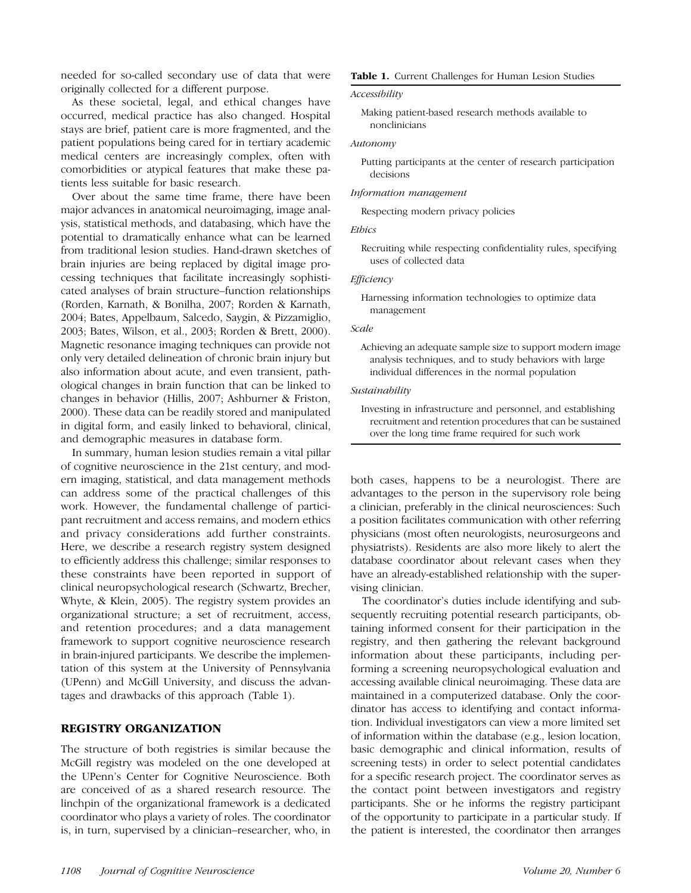needed for so-called secondary use of data that were originally collected for a different purpose.

As these societal, legal, and ethical changes have occurred, medical practice has also changed. Hospital stays are brief, patient care is more fragmented, and the patient populations being cared for in tertiary academic medical centers are increasingly complex, often with comorbidities or atypical features that make these patients less suitable for basic research.

Over about the same time frame, there have been major advances in anatomical neuroimaging, image analysis, statistical methods, and databasing, which have the potential to dramatically enhance what can be learned from traditional lesion studies. Hand-drawn sketches of brain injuries are being replaced by digital image processing techniques that facilitate increasingly sophisticated analyses of brain structure–function relationships (Rorden, Karnath, & Bonilha, 2007; Rorden & Karnath, 2004; Bates, Appelbaum, Salcedo, Saygin, & Pizzamiglio, 2003; Bates, Wilson, et al., 2003; Rorden & Brett, 2000). Magnetic resonance imaging techniques can provide not only very detailed delineation of chronic brain injury but also information about acute, and even transient, pathological changes in brain function that can be linked to changes in behavior (Hillis, 2007; Ashburner & Friston, 2000). These data can be readily stored and manipulated in digital form, and easily linked to behavioral, clinical, and demographic measures in database form.

In summary, human lesion studies remain a vital pillar of cognitive neuroscience in the 21st century, and modern imaging, statistical, and data management methods can address some of the practical challenges of this work. However, the fundamental challenge of participant recruitment and access remains, and modern ethics and privacy considerations add further constraints. Here, we describe a research registry system designed to efficiently address this challenge; similar responses to these constraints have been reported in support of clinical neuropsychological research (Schwartz, Brecher, Whyte, & Klein, 2005). The registry system provides an organizational structure; a set of recruitment, access, and retention procedures; and a data management framework to support cognitive neuroscience research in brain-injured participants. We describe the implementation of this system at the University of Pennsylvania (UPenn) and McGill University, and discuss the advantages and drawbacks of this approach (Table 1).

**Table 1.** Current Challenges for Human Lesion Studies

| Challenge | Description |
|---|---|
| *Accessibility* | Making patient-based research methods available to nonclinicians |
| *Autonomy* | Putting participants at the center of research participation decisions |
| *Information management* | Respecting modern privacy policies |
| *Ethics* | Recruiting while respecting confidentiality rules, specifying uses of collected data |
| *Efficiency* | Harnessing information technologies to optimize data management |
| *Scale* | Achieving an adequate sample size to support modern image analysis techniques, and to study behaviors with large individual differences in the normal population |
| *Sustainability* | Investing in infrastructure and personnel, and establishing recruitment and retention procedures that can be sustained over the long time frame required for such work |

## REGISTRY ORGANIZATION

The structure of both registries is similar because the McGill registry was modeled on the one developed at the UPenn's Center for Cognitive Neuroscience. Both are conceived of as a shared research resource. The linchpin of the organizational framework is a dedicated coordinator who plays a variety of roles. The coordinator is, in turn, supervised by a clinician–researcher, who, in both cases, happens to be a neurologist. There are advantages to the person in the supervisory role being a clinician, preferably in the clinical neurosciences: Such a position facilitates communication with other referring physicians (most often neurologists, neurosurgeons and physiatrists). Residents are also more likely to alert the database coordinator about relevant cases when they have an already-established relationship with the supervising clinician.

The coordinator's duties include identifying and subsequently recruiting potential research participants, obtaining informed consent for their participation in the registry, and then gathering the relevant background information about these participants, including performing a screening neuropsychological evaluation and accessing available clinical neuroimaging. These data are maintained in a computerized database. Only the coordinator has access to identifying and contact information. Individual investigators can view a more limited set of information within the database (e.g., lesion location, basic demographic and clinical information, results of screening tests) in order to select potential candidates for a specific research project. The coordinator serves as the contact point between investigators and registry participants. She or he informs the registry participant of the opportunity to participate in a particular study. If the patient is interested, the coordinator then arranges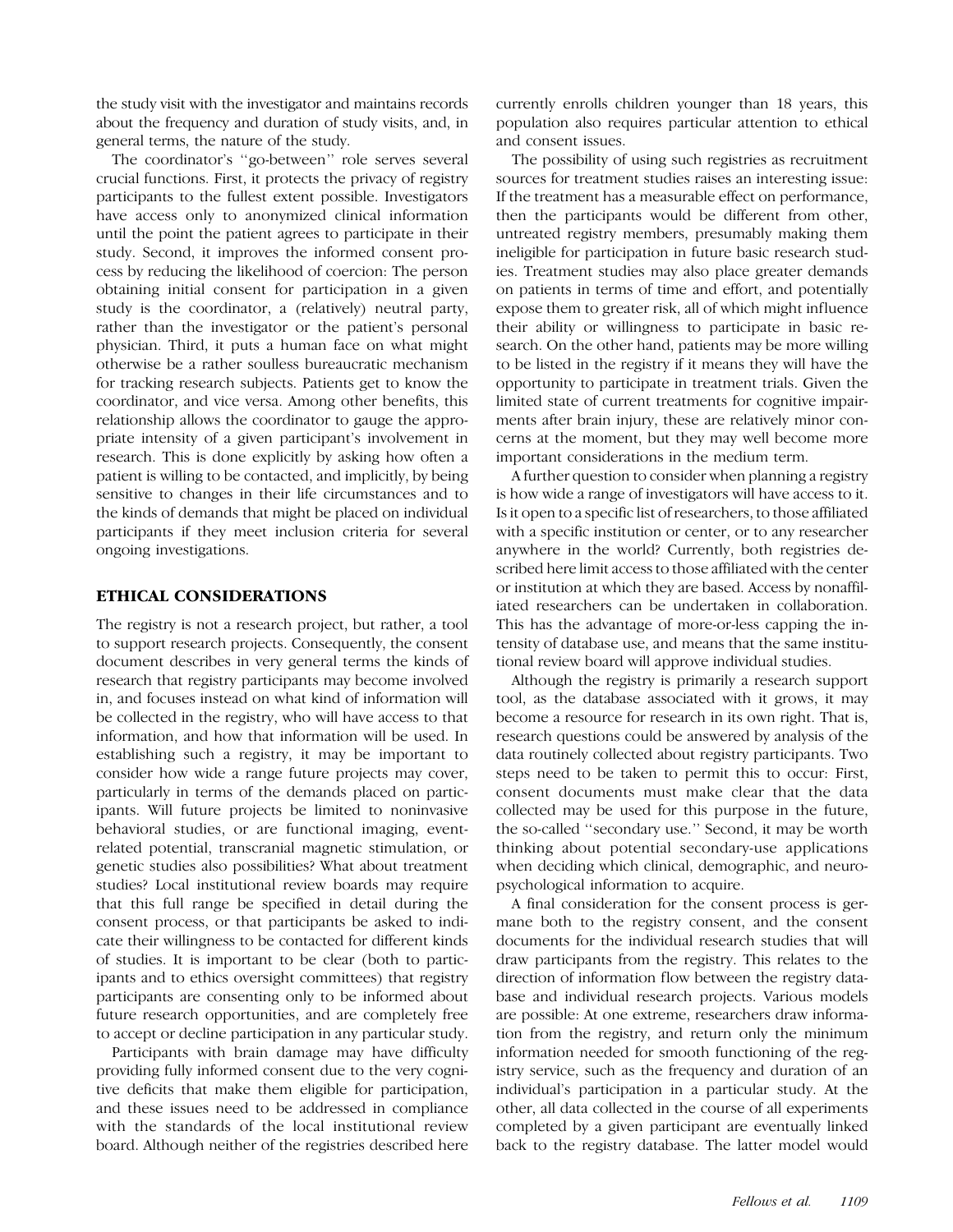the study visit with the investigator and maintains records about the frequency and duration of study visits, and, in general terms, the nature of the study.

The coordinator's ''go-between'' role serves several crucial functions. First, it protects the privacy of registry participants to the fullest extent possible. Investigators have access only to anonymized clinical information until the point the patient agrees to participate in their study. Second, it improves the informed consent process by reducing the likelihood of coercion: The person obtaining initial consent for participation in a given study is the coordinator, a (relatively) neutral party, rather than the investigator or the patient's personal physician. Third, it puts a human face on what might otherwise be a rather soulless bureaucratic mechanism for tracking research subjects. Patients get to know the coordinator, and vice versa. Among other benefits, this relationship allows the coordinator to gauge the appropriate intensity of a given participant's involvement in research. This is done explicitly by asking how often a patient is willing to be contacted, and implicitly, by being sensitive to changes in their life circumstances and to the kinds of demands that might be placed on individual participants if they meet inclusion criteria for several ongoing investigations.

## ETHICAL CONSIDERATIONS

The registry is not a research project, but rather, a tool to support research projects. Consequently, the consent document describes in very general terms the kinds of research that registry participants may become involved in, and focuses instead on what kind of information will be collected in the registry, who will have access to that information, and how that information will be used. In establishing such a registry, it may be important to consider how wide a range future projects may cover, particularly in terms of the demands placed on participants. Will future projects be limited to noninvasive behavioral studies, or are functional imaging, event-related potential, transcranial magnetic stimulation, or genetic studies also possibilities? What about treatment studies? Local institutional review boards may require that this full range be specified in detail during the consent process, or that participants be asked to indicate their willingness to be contacted for different kinds of studies. It is important to be clear (both to participants and to ethics oversight committees) that registry participants are consenting only to be informed about future research opportunities, and are completely free to accept or decline participation in any particular study.

Participants with brain damage may have difficulty providing fully informed consent due to the very cognitive deficits that make them eligible for participation, and these issues need to be addressed in compliance with the standards of the local institutional review board. Although neither of the registries described here currently enrolls children younger than 18 years, this population also requires particular attention to ethical and consent issues.

The possibility of using such registries as recruitment sources for treatment studies raises an interesting issue: If the treatment has a measurable effect on performance, then the participants would be different from other, untreated registry members, presumably making them ineligible for participation in future basic research studies. Treatment studies may also place greater demands on patients in terms of time and effort, and potentially expose them to greater risk, all of which might influence their ability or willingness to participate in basic research. On the other hand, patients may be more willing to be listed in the registry if it means they will have the opportunity to participate in treatment trials. Given the limited state of current treatments for cognitive impairments after brain injury, these are relatively minor concerns at the moment, but they may well become more important considerations in the medium term.

A further question to consider when planning a registry is how wide a range of investigators will have access to it. Is it open to a specific list of researchers, to those affiliated with a specific institution or center, or to any researcher anywhere in the world? Currently, both registries described here limit access to those affiliated with the center or institution at which they are based. Access by nonaffiliated researchers can be undertaken in collaboration. This has the advantage of more-or-less capping the intensity of database use, and means that the same institutional review board will approve individual studies.

Although the registry is primarily a research support tool, as the database associated with it grows, it may become a resource for research in its own right. That is, research questions could be answered by analysis of the data routinely collected about registry participants. Two steps need to be taken to permit this to occur: First, consent documents must make clear that the data collected may be used for this purpose in the future, the so-called ''secondary use.'' Second, it may be worth thinking about potential secondary-use applications when deciding which clinical, demographic, and neuropsychological information to acquire.

A final consideration for the consent process is germane both to the registry consent, and the consent documents for the individual research studies that will draw participants from the registry. This relates to the direction of information flow between the registry database and individual research projects. Various models are possible: At one extreme, researchers draw information from the registry, and return only the minimum information needed for smooth functioning of the registry service, such as the frequency and duration of an individual's participation in a particular study. At the other, all data collected in the course of all experiments completed by a given participant are eventually linked back to the registry database. The latter model would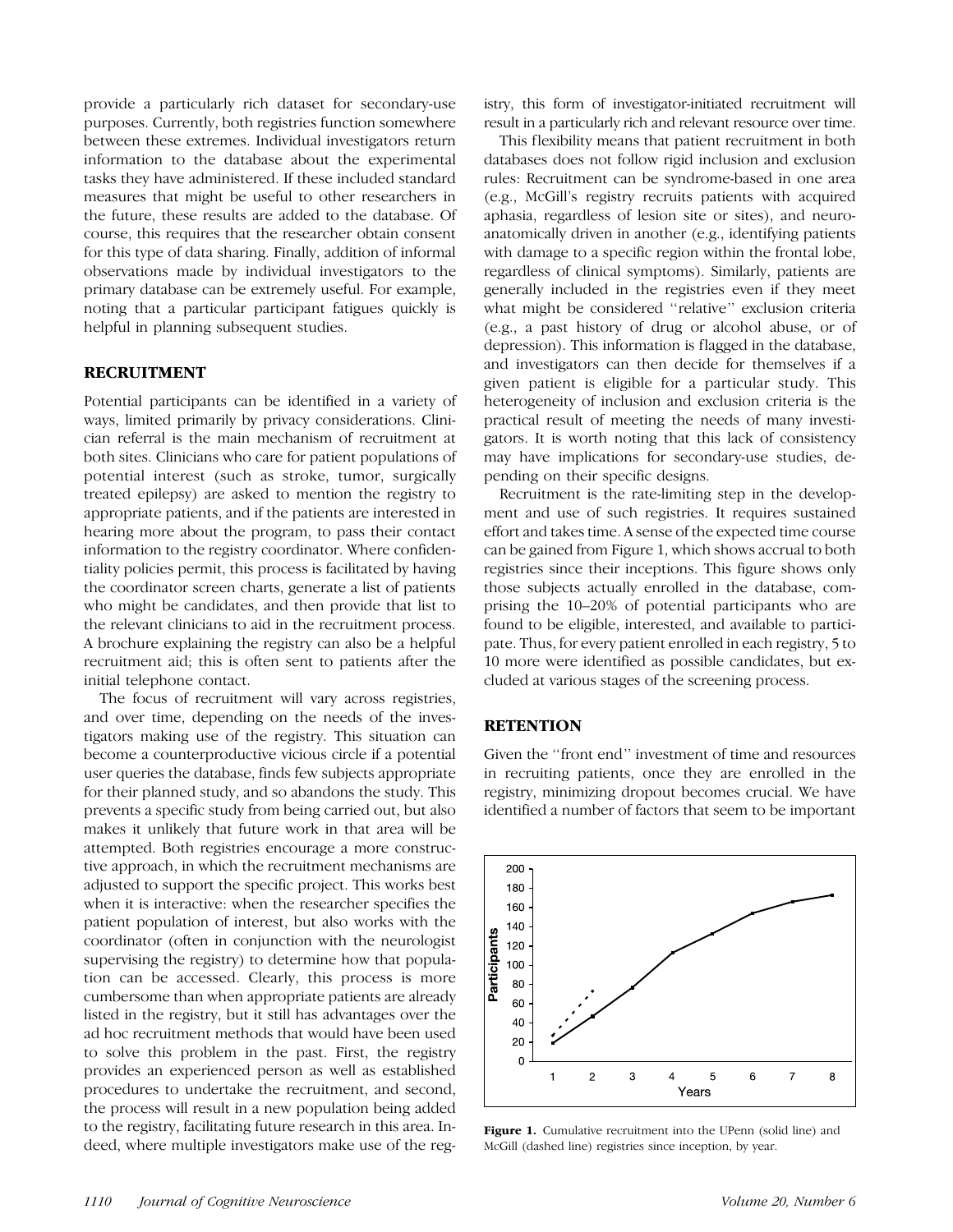provide a particularly rich dataset for secondary-use purposes. Currently, both registries function somewhere between these extremes. Individual investigators return information to the database about the experimental tasks they have administered. If these included standard measures that might be useful to other researchers in the future, these results are added to the database. Of course, this requires that the researcher obtain consent for this type of data sharing. Finally, addition of informal observations made by individual investigators to the primary database can be extremely useful. For example, noting that a particular participant fatigues quickly is helpful in planning subsequent studies.

## RECRUITMENT

Potential participants can be identified in a variety of ways, limited primarily by privacy considerations. Clinician referral is the main mechanism of recruitment at both sites. Clinicians who care for patient populations of potential interest (such as stroke, tumor, surgically treated epilepsy) are asked to mention the registry to appropriate patients, and if the patients are interested in hearing more about the program, to pass their contact information to the registry coordinator. Where confidentiality policies permit, this process is facilitated by having the coordinator screen charts, generate a list of patients who might be candidates, and then provide that list to the relevant clinicians to aid in the recruitment process. A brochure explaining the registry can also be a helpful recruitment aid; this is often sent to patients after the initial telephone contact.

The focus of recruitment will vary across registries, and over time, depending on the needs of the investigators making use of the registry. This situation can become a counterproductive vicious circle if a potential user queries the database, finds few subjects appropriate for their planned study, and so abandons the study. This prevents a specific study from being carried out, but also makes it unlikely that future work in that area will be attempted. Both registries encourage a more constructive approach, in which the recruitment mechanisms are adjusted to support the specific project. This works best when it is interactive: when the researcher specifies the patient population of interest, but also works with the coordinator (often in conjunction with the neurologist supervising the registry) to determine how that population can be accessed. Clearly, this process is more cumbersome than when appropriate patients are already listed in the registry, but it still has advantages over the ad hoc recruitment methods that would have been used to solve this problem in the past. First, the registry provides an experienced person as well as established procedures to undertake the recruitment, and second, the process will result in a new population being added to the registry, facilitating future research in this area. Indeed, where multiple investigators make use of the registry, this form of investigator-initiated recruitment will result in a particularly rich and relevant resource over time.

This flexibility means that patient recruitment in both databases does not follow rigid inclusion and exclusion rules: Recruitment can be syndrome-based in one area (e.g., McGill's registry recruits patients with acquired aphasia, regardless of lesion site or sites), and neuroanatomically driven in another (e.g., identifying patients with damage to a specific region within the frontal lobe, regardless of clinical symptoms). Similarly, patients are generally included in the registries even if they meet what might be considered "relative" exclusion criteria (e.g., a past history of drug or alcohol abuse, or of depression). This information is flagged in the database, and investigators can then decide for themselves if a given patient is eligible for a particular study. This heterogeneity of inclusion and exclusion criteria is the practical result of meeting the needs of many investigators. It is worth noting that this lack of consistency may have implications for secondary-use studies, depending on their specific designs.

Recruitment is the rate-limiting step in the development and use of such registries. It requires sustained effort and takes time. A sense of the expected time course can be gained from Figure 1, which shows accrual to both registries since their inceptions. This figure shows only those subjects actually enrolled in the database, comprising the 10–20% of potential participants who are found to be eligible, interested, and available to participate. Thus, for every patient enrolled in each registry, 5 to 10 more were identified as possible candidates, but excluded at various stages of the screening process.

## RETENTION

Given the "front end" investment of time and resources in recruiting patients, once they are enrolled in the registry, minimizing dropout becomes crucial. We have identified a number of factors that seem to be important

**Figure 1.** Cumulative recruitment into the UPenn (solid line) and McGill (dashed line) registries since inception, by year.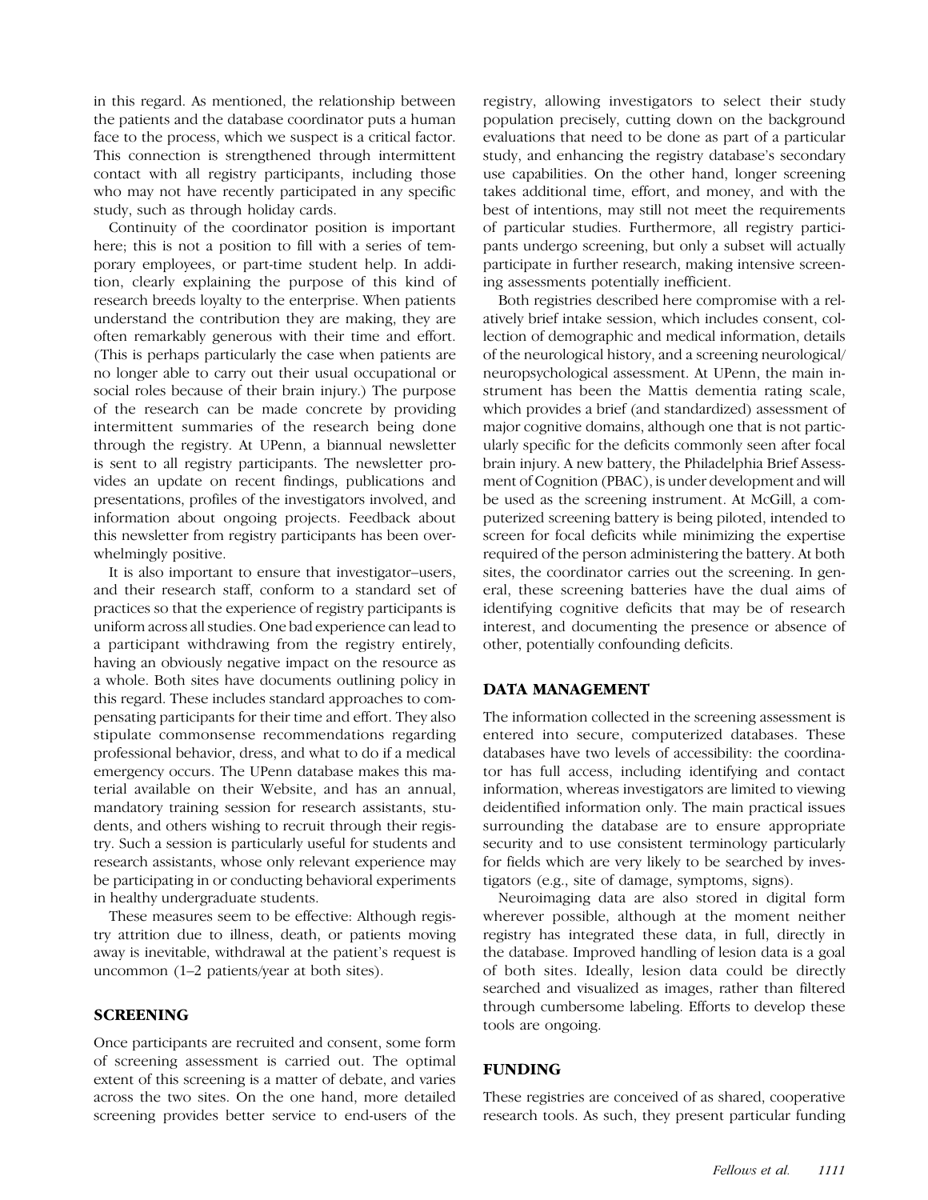in this regard. As mentioned, the relationship between the patients and the database coordinator puts a human face to the process, which we suspect is a critical factor. This connection is strengthened through intermittent contact with all registry participants, including those who may not have recently participated in any specific study, such as through holiday cards.

Continuity of the coordinator position is important here; this is not a position to fill with a series of temporary employees, or part-time student help. In addition, clearly explaining the purpose of this kind of research breeds loyalty to the enterprise. When patients understand the contribution they are making, they are often remarkably generous with their time and effort. (This is perhaps particularly the case when patients are no longer able to carry out their usual occupational or social roles because of their brain injury.) The purpose of the research can be made concrete by providing intermittent summaries of the research being done through the registry. At UPenn, a biannual newsletter is sent to all registry participants. The newsletter provides an update on recent findings, publications and presentations, profiles of the investigators involved, and information about ongoing projects. Feedback about this newsletter from registry participants has been overwhelmingly positive.

It is also important to ensure that investigator–users, and their research staff, conform to a standard set of practices so that the experience of registry participants is uniform across all studies. One bad experience can lead to a participant withdrawing from the registry entirely, having an obviously negative impact on the resource as a whole. Both sites have documents outlining policy in this regard. These includes standard approaches to compensating participants for their time and effort. They also stipulate commonsense recommendations regarding professional behavior, dress, and what to do if a medical emergency occurs. The UPenn database makes this material available on their Website, and has an annual, mandatory training session for research assistants, students, and others wishing to recruit through their registry. Such a session is particularly useful for students and research assistants, whose only relevant experience may be participating in or conducting behavioral experiments in healthy undergraduate students.

These measures seem to be effective: Although registry attrition due to illness, death, or patients moving away is inevitable, withdrawal at the patient's request is uncommon (1–2 patients/year at both sites).

## SCREENING

Once participants are recruited and consent, some form of screening assessment is carried out. The optimal extent of this screening is a matter of debate, and varies across the two sites. On the one hand, more detailed screening provides better service to end-users of the registry, allowing investigators to select their study population precisely, cutting down on the background evaluations that need to be done as part of a particular study, and enhancing the registry database's secondary use capabilities. On the other hand, longer screening takes additional time, effort, and money, and with the best of intentions, may still not meet the requirements of particular studies. Furthermore, all registry participants undergo screening, but only a subset will actually participate in further research, making intensive screening assessments potentially inefficient.

Both registries described here compromise with a relatively brief intake session, which includes consent, collection of demographic and medical information, details of the neurological history, and a screening neurological/neuropsychological assessment. At UPenn, the main instrument has been the Mattis dementia rating scale, which provides a brief (and standardized) assessment of major cognitive domains, although one that is not particularly specific for the deficits commonly seen after focal brain injury. A new battery, the Philadelphia Brief Assessment of Cognition (PBAC), is under development and will be used as the screening instrument. At McGill, a computerized screening battery is being piloted, intended to screen for focal deficits while minimizing the expertise required of the person administering the battery. At both sites, the coordinator carries out the screening. In general, these screening batteries have the dual aims of identifying cognitive deficits that may be of research interest, and documenting the presence or absence of other, potentially confounding deficits.

## DATA MANAGEMENT

The information collected in the screening assessment is entered into secure, computerized databases. These databases have two levels of accessibility: the coordinator has full access, including identifying and contact information, whereas investigators are limited to viewing deidentified information only. The main practical issues surrounding the database are to ensure appropriate security and to use consistent terminology particularly for fields which are very likely to be searched by investigators (e.g., site of damage, symptoms, signs).

Neuroimaging data are also stored in digital form wherever possible, although at the moment neither registry has integrated these data, in full, directly in the database. Improved handling of lesion data is a goal of both sites. Ideally, lesion data could be directly searched and visualized as images, rather than filtered through cumbersome labeling. Efforts to develop these tools are ongoing.

## FUNDING

These registries are conceived of as shared, cooperative research tools. As such, they present particular funding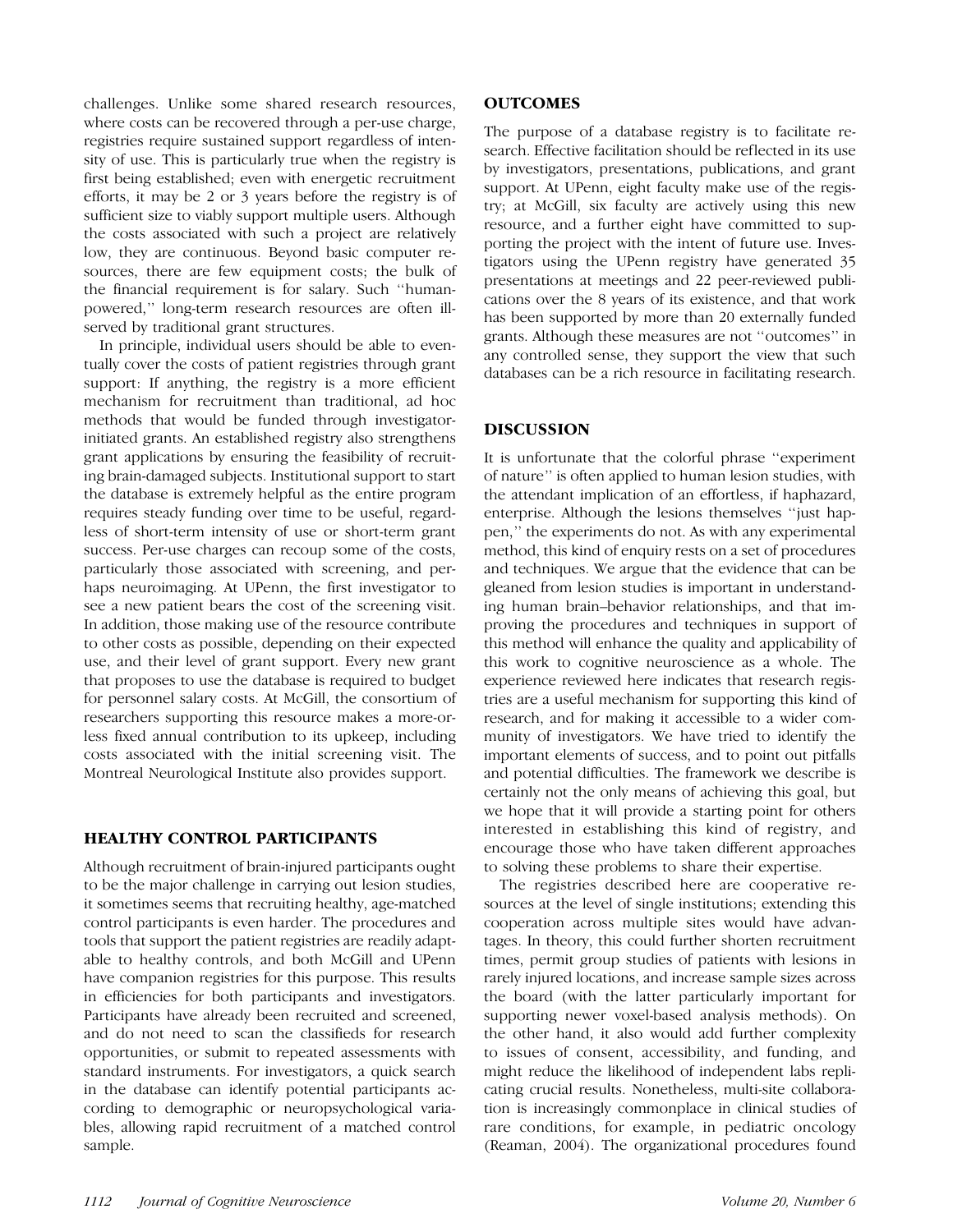challenges. Unlike some shared research resources, where costs can be recovered through a per-use charge, registries require sustained support regardless of intensity of use. This is particularly true when the registry is first being established; even with energetic recruitment efforts, it may be 2 or 3 years before the registry is of sufficient size to viably support multiple users. Although the costs associated with such a project are relatively low, they are continuous. Beyond basic computer resources, there are few equipment costs; the bulk of the financial requirement is for salary. Such ''human-powered,'' long-term research resources are often ill-served by traditional grant structures.

In principle, individual users should be able to eventually cover the costs of patient registries through grant support: If anything, the registry is a more efficient mechanism for recruitment than traditional, ad hoc methods that would be funded through investigator-initiated grants. An established registry also strengthens grant applications by ensuring the feasibility of recruiting brain-damaged subjects. Institutional support to start the database is extremely helpful as the entire program requires steady funding over time to be useful, regardless of short-term intensity of use or short-term grant success. Per-use charges can recoup some of the costs, particularly those associated with screening, and perhaps neuroimaging. At UPenn, the first investigator to see a new patient bears the cost of the screening visit. In addition, those making use of the resource contribute to other costs as possible, depending on their expected use, and their level of grant support. Every new grant that proposes to use the database is required to budget for personnel salary costs. At McGill, the consortium of researchers supporting this resource makes a more-or-less fixed annual contribution to its upkeep, including costs associated with the initial screening visit. The Montreal Neurological Institute also provides support.

## HEALTHY CONTROL PARTICIPANTS

Although recruitment of brain-injured participants ought to be the major challenge in carrying out lesion studies, it sometimes seems that recruiting healthy, age-matched control participants is even harder. The procedures and tools that support the patient registries are readily adaptable to healthy controls, and both McGill and UPenn have companion registries for this purpose. This results in efficiencies for both participants and investigators. Participants have already been recruited and screened, and do not need to scan the classifieds for research opportunities, or submit to repeated assessments with standard instruments. For investigators, a quick search in the database can identify potential participants according to demographic or neuropsychological variables, allowing rapid recruitment of a matched control sample.

## OUTCOMES

The purpose of a database registry is to facilitate research. Effective facilitation should be reflected in its use by investigators, presentations, publications, and grant support. At UPenn, eight faculty make use of the registry; at McGill, six faculty are actively using this new resource, and a further eight have committed to supporting the project with the intent of future use. Investigators using the UPenn registry have generated 35 presentations at meetings and 22 peer-reviewed publications over the 8 years of its existence, and that work has been supported by more than 20 externally funded grants. Although these measures are not ''outcomes'' in any controlled sense, they support the view that such databases can be a rich resource in facilitating research.

## DISCUSSION

It is unfortunate that the colorful phrase ''experiment of nature'' is often applied to human lesion studies, with the attendant implication of an effortless, if haphazard, enterprise. Although the lesions themselves ''just happen,'' the experiments do not. As with any experimental method, this kind of enquiry rests on a set of procedures and techniques. We argue that the evidence that can be gleaned from lesion studies is important in understanding human brain–behavior relationships, and that improving the procedures and techniques in support of this method will enhance the quality and applicability of this work to cognitive neuroscience as a whole. The experience reviewed here indicates that research registries are a useful mechanism for supporting this kind of research, and for making it accessible to a wider community of investigators. We have tried to identify the important elements of success, and to point out pitfalls and potential difficulties. The framework we describe is certainly not the only means of achieving this goal, but we hope that it will provide a starting point for others interested in establishing this kind of registry, and encourage those who have taken different approaches to solving these problems to share their expertise.

The registries described here are cooperative resources at the level of single institutions; extending this cooperation across multiple sites would have advantages. In theory, this could further shorten recruitment times, permit group studies of patients with lesions in rarely injured locations, and increase sample sizes across the board (with the latter particularly important for supporting newer voxel-based analysis methods). On the other hand, it also would add further complexity to issues of consent, accessibility, and funding, and might reduce the likelihood of independent labs replicating crucial results. Nonetheless, multi-site collaboration is increasingly commonplace in clinical studies of rare conditions, for example, in pediatric oncology (Reaman, 2004). The organizational procedures found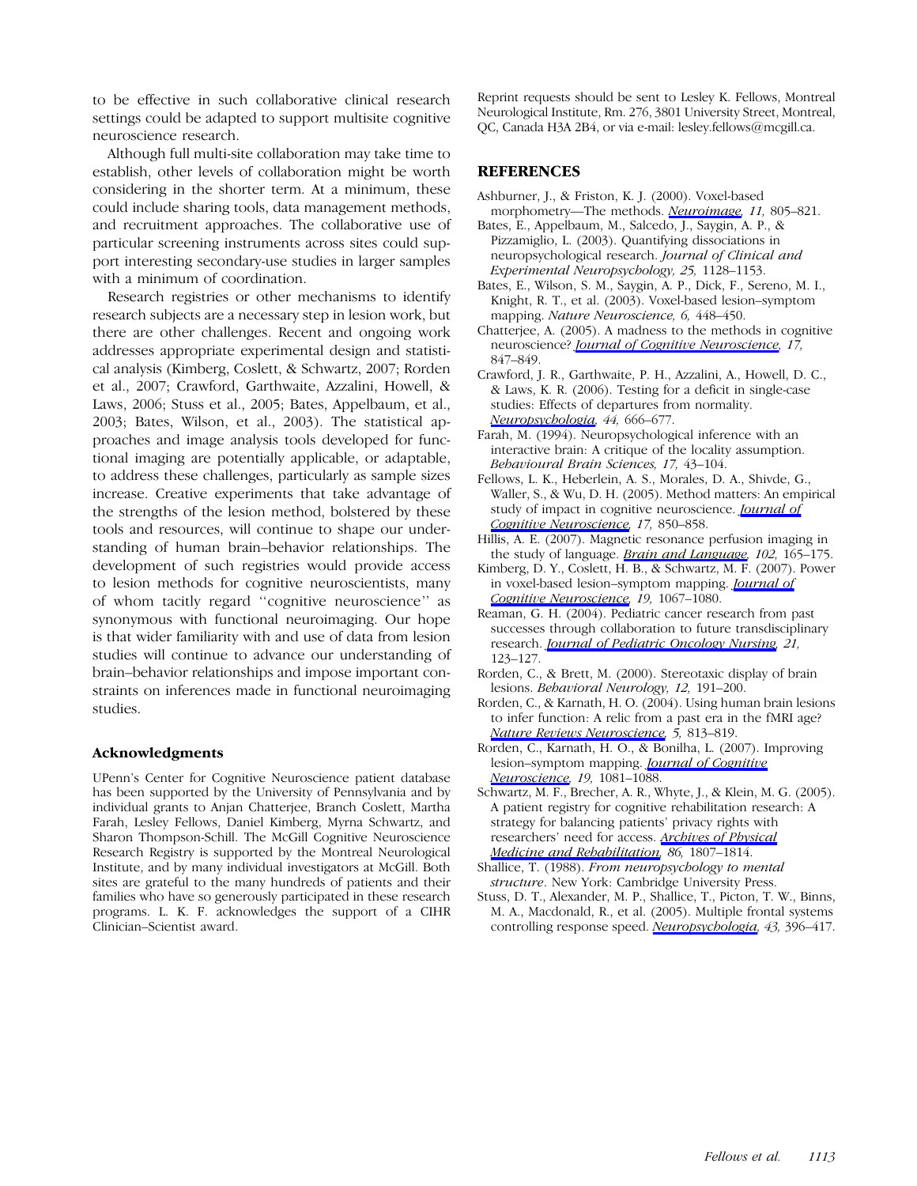to be effective in such collaborative clinical research settings could be adapted to support multisite cognitive neuroscience research.

Although full multi-site collaboration may take time to establish, other levels of collaboration might be worth considering in the shorter term. At a minimum, these could include sharing tools, data management methods, and recruitment approaches. The collaborative use of particular screening instruments across sites could support interesting secondary-use studies in larger samples with a minimum of coordination.

Research registries or other mechanisms to identify research subjects are a necessary step in lesion work, but there are other challenges. Recent and ongoing work addresses appropriate experimental design and statistical analysis (Kimberg, Coslett, & Schwartz, 2007; Rorden et al., 2007; Crawford, Garthwaite, Azzalini, Howell, & Laws, 2006; Stuss et al., 2005; Bates, Appelbaum, et al., 2003; Bates, Wilson, et al., 2003). The statistical approaches and image analysis tools developed for functional imaging are potentially applicable, or adaptable, to address these challenges, particularly as sample sizes increase. Creative experiments that take advantage of the strengths of the lesion method, bolstered by these tools and resources, will continue to shape our understanding of human brain–behavior relationships. The development of such registries would provide access to lesion methods for cognitive neuroscientists, many of whom tacitly regard ''cognitive neuroscience'' as synonymous with functional neuroimaging. Our hope is that wider familiarity with and use of data from lesion studies will continue to advance our understanding of brain–behavior relationships and impose important constraints on inferences made in functional neuroimaging studies.

### Acknowledgments

UPenn's Center for Cognitive Neuroscience patient database has been supported by the University of Pennsylvania and by individual grants to Anjan Chatterjee, Branch Coslett, Martha Farah, Lesley Fellows, Daniel Kimberg, Myrna Schwartz, and Sharon Thompson-Schill. The McGill Cognitive Neuroscience Research Registry is supported by the Montreal Neurological Institute, and by many individual investigators at McGill. Both sites are grateful to the many hundreds of patients and their families who have so generously participated in these research programs. L. K. F. acknowledges the support of a CIHR Clinician–Scientist award.

Reprint requests should be sent to Lesley K. Fellows, Montreal Neurological Institute, Rm. 276, 3801 University Street, Montreal, QC, Canada H3A 2B4, or via e-mail: lesley.fellows@mcgill.ca.

## REFERENCES

Ashburner, J., & Friston, K. J. (2000). Voxel-based morphometry—The methods. *Neuroimage, 11,* 805–821.

Bates, E., Appelbaum, M., Salcedo, J., Saygin, A. P., & Pizzamiglio, L. (2003). Quantifying dissociations in neuropsychological research. *Journal of Clinical and Experimental Neuropsychology, 25,* 1128–1153.

Bates, E., Wilson, S. M., Saygin, A. P., Dick, F., Sereno, M. I., Knight, R. T., et al. (2003). Voxel-based lesion–symptom mapping. *Nature Neuroscience, 6,* 448–450.

Chatterjee, A. (2005). A madness to the methods in cognitive neuroscience? *Journal of Cognitive Neuroscience, 17,* 847–849.

Crawford, J. R., Garthwaite, P. H., Azzalini, A., Howell, D. C., & Laws, K. R. (2006). Testing for a deficit in single-case studies: Effects of departures from normality. *Neuropsychologia, 44,* 666–677.

Farah, M. (1994). Neuropsychological inference with an interactive brain: A critique of the locality assumption. *Behavioural Brain Sciences, 17,* 43–104.

Fellows, L. K., Heberlein, A. S., Morales, D. A., Shivde, G., Waller, S., & Wu, D. H. (2005). Method matters: An empirical study of impact in cognitive neuroscience. *Journal of Cognitive Neuroscience, 17,* 850–858.

Hillis, A. E. (2007). Magnetic resonance perfusion imaging in the study of language. *Brain and Language, 102,* 165–175.

Kimberg, D. Y., Coslett, H. B., & Schwartz, M. F. (2007). Power in voxel-based lesion–symptom mapping. *Journal of Cognitive Neuroscience, 19,* 1067–1080.

Reaman, G. H. (2004). Pediatric cancer research from past successes through collaboration to future transdisciplinary research. *Journal of Pediatric Oncology Nursing, 21,* 123–127.

Rorden, C., & Brett, M. (2000). Stereotaxic display of brain lesions. *Behavioral Neurology, 12,* 191–200.

Rorden, C., & Karnath, H. O. (2004). Using human brain lesions to infer function: A relic from a past era in the fMRI age? *Nature Reviews Neuroscience, 5,* 813–819.

Rorden, C., Karnath, H. O., & Bonilha, L. (2007). Improving lesion–symptom mapping. *Journal of Cognitive Neuroscience, 19,* 1081–1088.

Schwartz, M. F., Brecher, A. R., Whyte, J., & Klein, M. G. (2005). A patient registry for cognitive rehabilitation research: A strategy for balancing patients' privacy rights with researchers' need for access. *Archives of Physical Medicine and Rehabilitation, 86,* 1807–1814.

Shallice, T. (1988). *From neuropsychology to mental structure*. New York: Cambridge University Press.

Stuss, D. T., Alexander, M. P., Shallice, T., Picton, T. W., Binns, M. A., Macdonald, R., et al. (2005). Multiple frontal systems controlling response speed. *Neuropsychologia, 43,* 396–417.